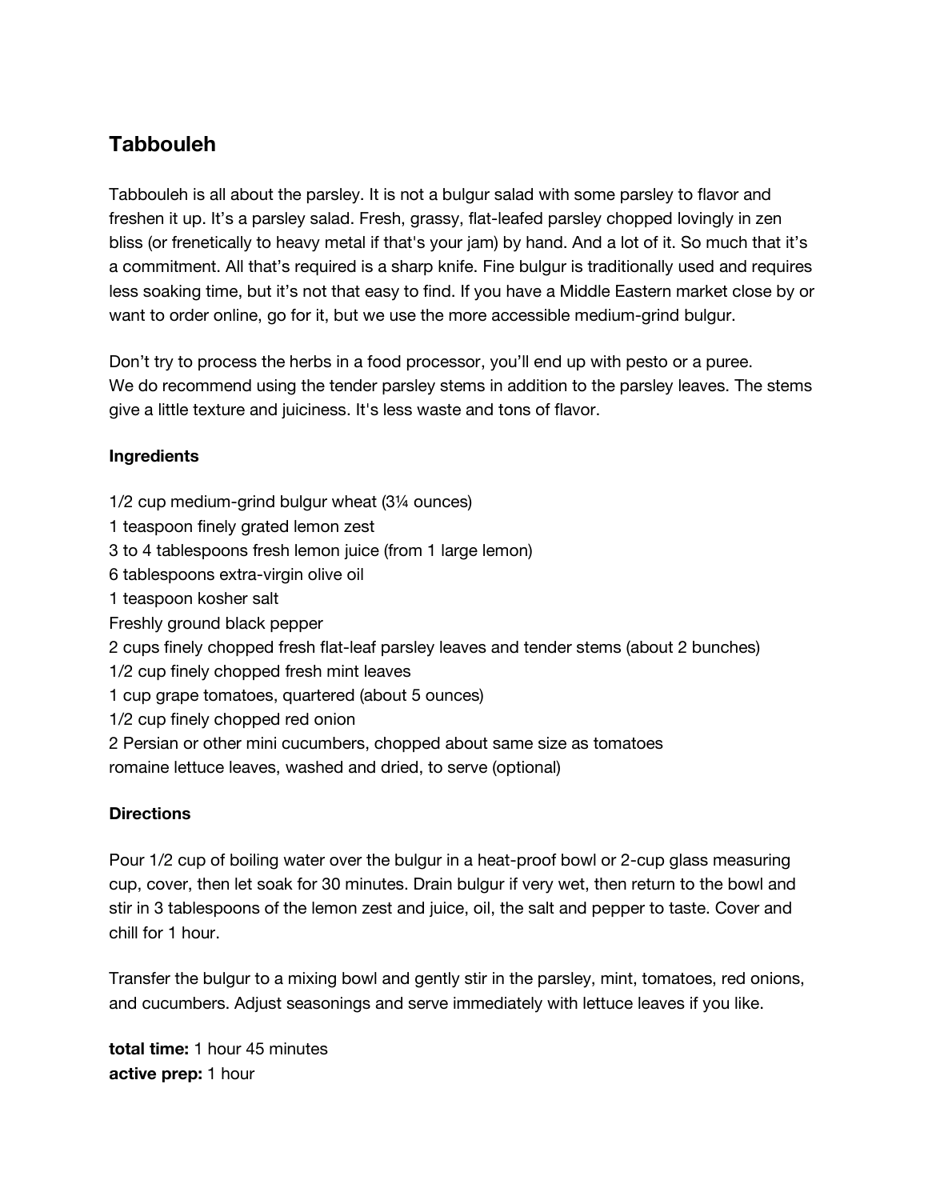## Tabbouleh

Tabbouleh is all about the parsley. It is not a bulgur salad with some parsley to flavor and freshen it up. It's a parsley salad. Fresh, grassy, flat-leafed parsley chopped lovingly in zen bliss (or frenetically to heavy metal if that's your jam) by hand. And a lot of it. So much that it's a commitment. All that's required is a sharp knife. Fine bulgur is traditionally used and requires less soaking time, but it's not that easy to find. If you have a Middle Eastern market close by or want to order online, go for it, but we use the more accessible medium-grind bulgur.

Don't try to process the herbs in a food processor, you'll end up with pesto or a puree.
We do recommend using the tender parsley stems in addition to the parsley leaves. The stems give a little texture and juiciness. It's less waste and tons of flavor.

**Ingredients**

1/2 cup medium-grind bulgur wheat (3¼ ounces)
1 teaspoon finely grated lemon zest
3 to 4 tablespoons fresh lemon juice (from 1 large lemon)
6 tablespoons extra-virgin olive oil
1 teaspoon kosher salt
Freshly ground black pepper
2 cups finely chopped fresh flat-leaf parsley leaves and tender stems (about 2 bunches)
1/2 cup finely chopped fresh mint leaves
1 cup grape tomatoes, quartered (about 5 ounces)
1/2 cup finely chopped red onion
2 Persian or other mini cucumbers, chopped about same size as tomatoes
romaine lettuce leaves, washed and dried, to serve (optional)

**Directions**

Pour 1/2 cup of boiling water over the bulgur in a heat-proof bowl or 2-cup glass measuring cup, cover, then let soak for 30 minutes. Drain bulgur if very wet, then return to the bowl and stir in 3 tablespoons of the lemon zest and juice, oil, the salt and pepper to taste. Cover and chill for 1 hour.

Transfer the bulgur to a mixing bowl and gently stir in the parsley, mint, tomatoes, red onions, and cucumbers. Adjust seasonings and serve immediately with lettuce leaves if you like.

**total time:** 1 hour 45 minutes
**active prep:** 1 hour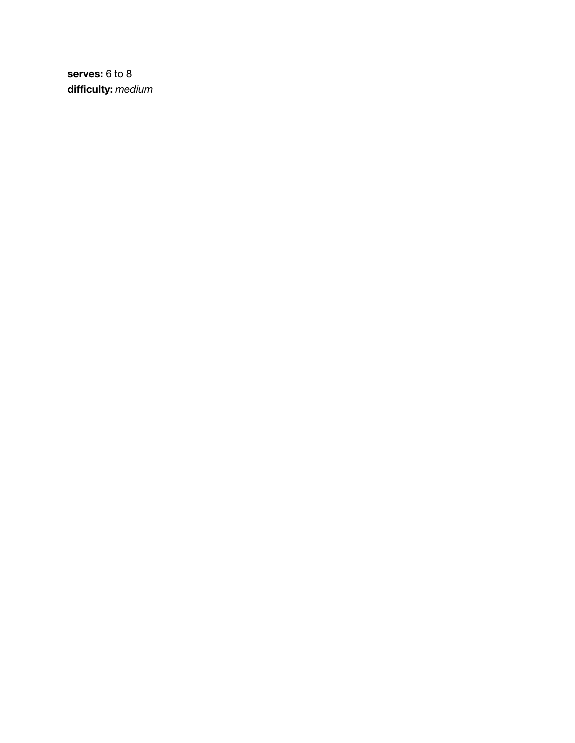**serves:** 6 to 8
**difficulty:** *medium*